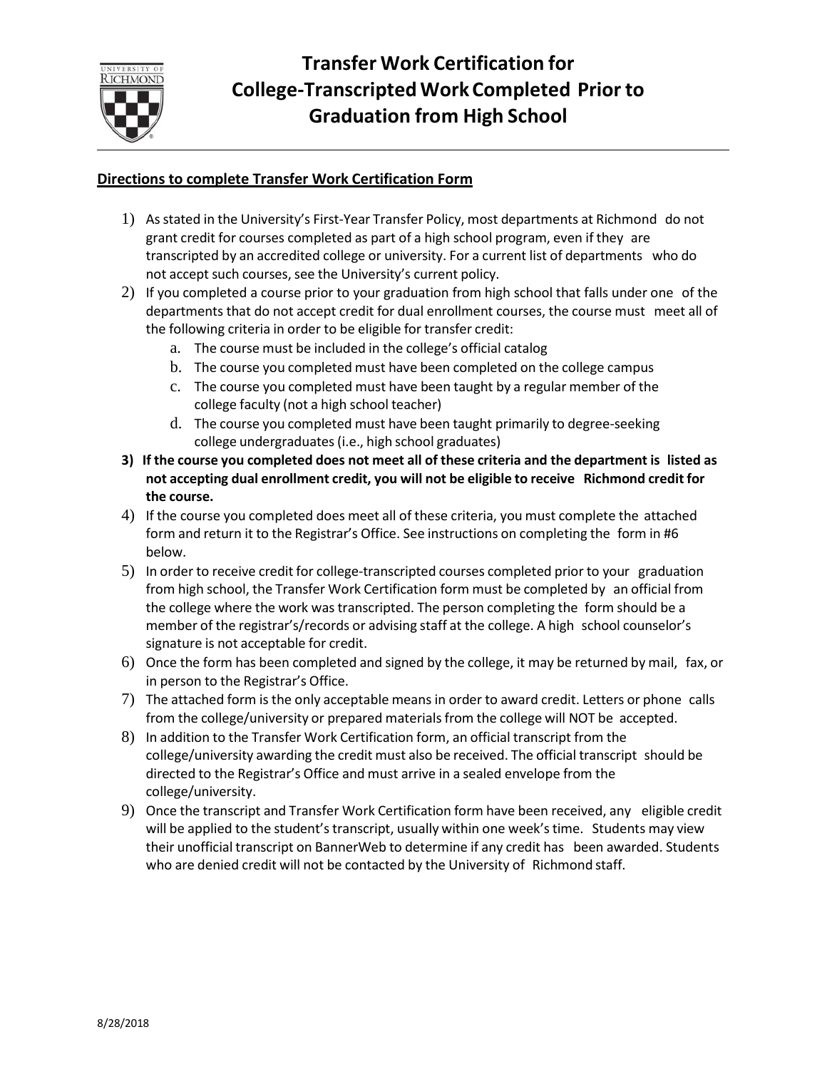# Transfer Work Certification for College-Transcripted Work Completed Prior to Graduation from High School

**Directions to complete Transfer Work Certification Form**

1) As stated in the University's First-Year Transfer Policy, most departments at Richmond do not grant credit for courses completed as part of a high school program, even if they are transcripted by an accredited college or university. For a current list of departments who do not accept such courses, see the University's current policy.
2) If you completed a course prior to your graduation from high school that falls under one of the departments that do not accept credit for dual enrollment courses, the course must meet all of the following criteria in order to be eligible for transfer credit:
   a. The course must be included in the college's official catalog
   b. The course you completed must have been completed on the college campus
   c. The course you completed must have been taught by a regular member of the college faculty (not a high school teacher)
   d. The course you completed must have been taught primarily to degree-seeking college undergraduates (i.e., high school graduates)
3) **If the course you completed does not meet all of these criteria and the department is listed as not accepting dual enrollment credit, you will not be eligible to receive Richmond credit for the course.**
4) If the course you completed does meet all of these criteria, you must complete the attached form and return it to the Registrar's Office. See instructions on completing the form in #6 below.
5) In order to receive credit for college-transcripted courses completed prior to your graduation from high school, the Transfer Work Certification form must be completed by an official from the college where the work was transcripted. The person completing the form should be a member of the registrar's/records or advising staff at the college. A high school counselor's signature is not acceptable for credit.
6) Once the form has been completed and signed by the college, it may be returned by mail, fax, or in person to the Registrar's Office.
7) The attached form is the only acceptable means in order to award credit. Letters or phone calls from the college/university or prepared materials from the college will NOT be accepted.
8) In addition to the Transfer Work Certification form, an official transcript from the college/university awarding the credit must also be received. The official transcript should be directed to the Registrar's Office and must arrive in a sealed envelope from the college/university.
9) Once the transcript and Transfer Work Certification form have been received, any eligible credit will be applied to the student's transcript, usually within one week's time. Students may view their unofficial transcript on BannerWeb to determine if any credit has been awarded. Students who are denied credit will not be contacted by the University of Richmond staff.

8/28/2018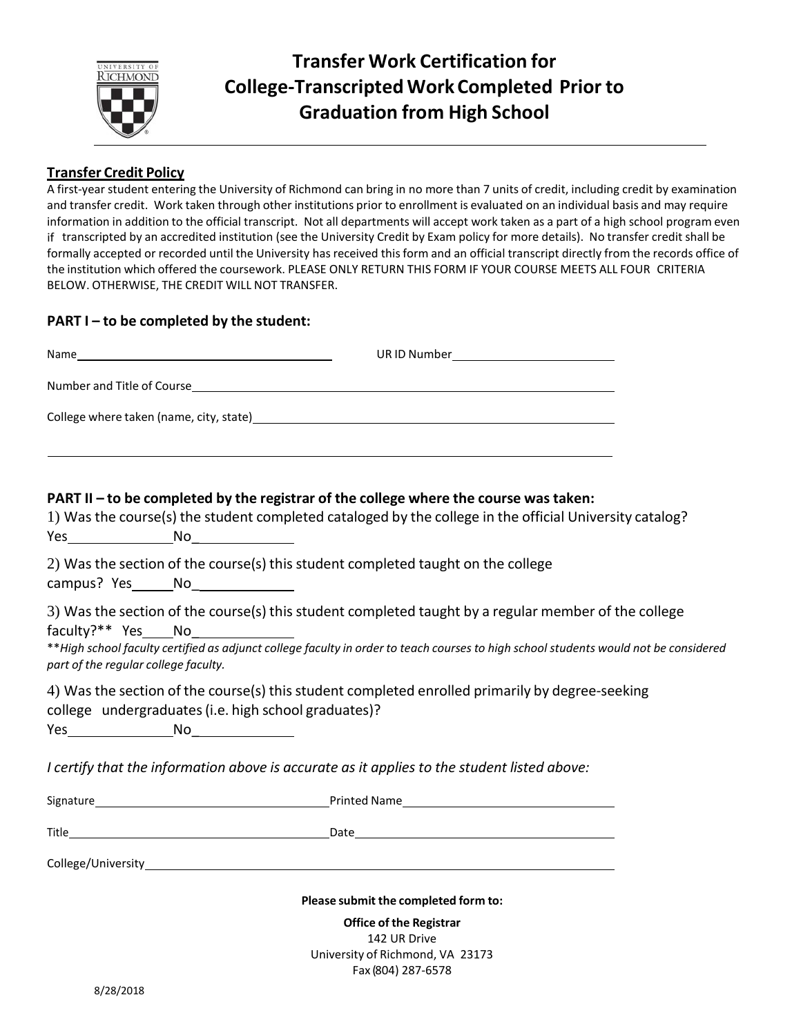# Transfer Work Certification for College-Transcripted Work Completed Prior to Graduation from High School

## Transfer Credit Policy

A first-year student entering the University of Richmond can bring in no more than 7 units of credit, including credit by examination and transfer credit. Work taken through other institutions prior to enrollment is evaluated on an individual basis and may require information in addition to the official transcript. Not all departments will accept work taken as a part of a high school program even if transcripted by an accredited institution (see the University Credit by Exam policy for more details). No transfer credit shall be formally accepted or recorded until the University has received this form and an official transcript directly from the records office of the institution which offered the coursework. PLEASE ONLY RETURN THIS FORM IF YOUR COURSE MEETS ALL FOUR CRITERIA BELOW. OTHERWISE, THE CREDIT WILL NOT TRANSFER.

### PART I – to be completed by the student:

Name ______________________________ UR ID Number ____________________

Number and Title of Course ________________________________________________

College where taken (name, city, state) ______________________________________

______________________________________________________________________

### PART II – to be completed by the registrar of the college where the course was taken:

1) Was the course(s) the student completed cataloged by the college in the official University catalog?
Yes ____________ No ____________

2) Was the section of the course(s) this student completed taught on the college campus? Yes _____ No ____________

3) Was the section of the course(s) this student completed taught by a regular member of the college faculty?** Yes ____ No ____________

***High school faculty certified as adjunct college faculty in order to teach courses to high school students would not be considered part of the regular college faculty.*

4) Was the section of the course(s) this student completed enrolled primarily by degree-seeking college undergraduates (i.e. high school graduates)?
Yes ____________ No ____________

*I certify that the information above is accurate as it applies to the student listed above:*

Signature ____________________________ Printed Name ____________________________

Title ____________________________ Date ____________________________

College/University ________________________________________________________

**Please submit the completed form to:**

**Office of the Registrar**
142 UR Drive
University of Richmond, VA 23173
Fax (804) 287-6578

8/28/2018